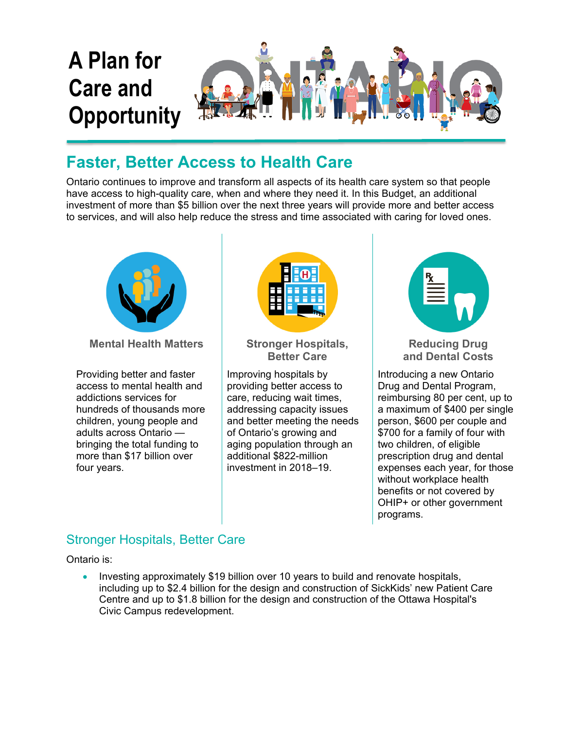# A Plan for Care and Opportunity

## Faster, Better Access to Health Care

Ontario continues to improve and transform all aspects of its health care system so that people have access to high-quality care, when and where they need it. In this Budget, an additional investment of more than $5 billion over the next three years will provide more and better access to services, and will also help reduce the stress and time associated with caring for loved ones.

**Mental Health Matters**

Providing better and faster access to mental health and addictions services for hundreds of thousands more children, young people and adults across Ontario — bringing the total funding to more than $17 billion over four years.

**Stronger Hospitals, Better Care**

Improving hospitals by providing better access to care, reducing wait times, addressing capacity issues and better meeting the needs of Ontario's growing and aging population through an additional $822-million investment in 2018–19.

**Reducing Drug and Dental Costs**

Introducing a new Ontario Drug and Dental Program, reimbursing 80 per cent, up to a maximum of $400 per single person, $600 per couple and $700 for a family of four with two children, of eligible prescription drug and dental expenses each year, for those without workplace health benefits or not covered by OHIP+ or other government programs.

### Stronger Hospitals, Better Care

Ontario is:

- Investing approximately $19 billion over 10 years to build and renovate hospitals, including up to $2.4 billion for the design and construction of SickKids' new Patient Care Centre and up to $1.8 billion for the design and construction of the Ottawa Hospital's Civic Campus redevelopment.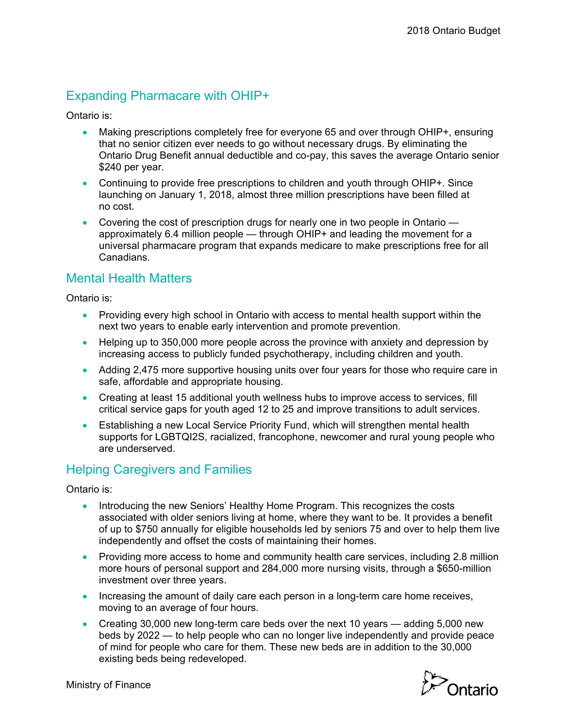## Expanding Pharmacare with OHIP+

Ontario is:

- Making prescriptions completely free for everyone 65 and over through OHIP+, ensuring that no senior citizen ever needs to go without necessary drugs. By eliminating the Ontario Drug Benefit annual deductible and co-pay, this saves the average Ontario senior $240 per year.
- Continuing to provide free prescriptions to children and youth through OHIP+. Since launching on January 1, 2018, almost three million prescriptions have been filled at no cost.
- Covering the cost of prescription drugs for nearly one in two people in Ontario — approximately 6.4 million people — through OHIP+ and leading the movement for a universal pharmacare program that expands medicare to make prescriptions free for all Canadians.

## Mental Health Matters

Ontario is:

- Providing every high school in Ontario with access to mental health support within the next two years to enable early intervention and promote prevention.
- Helping up to 350,000 more people across the province with anxiety and depression by increasing access to publicly funded psychotherapy, including children and youth.
- Adding 2,475 more supportive housing units over four years for those who require care in safe, affordable and appropriate housing.
- Creating at least 15 additional youth wellness hubs to improve access to services, fill critical service gaps for youth aged 12 to 25 and improve transitions to adult services.
- Establishing a new Local Service Priority Fund, which will strengthen mental health supports for LGBTQI2S, racialized, francophone, newcomer and rural young people who are underserved.

## Helping Caregivers and Families

Ontario is:

- Introducing the new Seniors' Healthy Home Program. This recognizes the costs associated with older seniors living at home, where they want to be. It provides a benefit of up to $750 annually for eligible households led by seniors 75 and over to help them live independently and offset the costs of maintaining their homes.
- Providing more access to home and community health care services, including 2.8 million more hours of personal support and 284,000 more nursing visits, through a $650-million investment over three years.
- Increasing the amount of daily care each person in a long-term care home receives, moving to an average of four hours.
- Creating 30,000 new long-term care beds over the next 10 years — adding 5,000 new beds by 2022 — to help people who can no longer live independently and provide peace of mind for people who care for them. These new beds are in addition to the 30,000 existing beds being redeveloped.